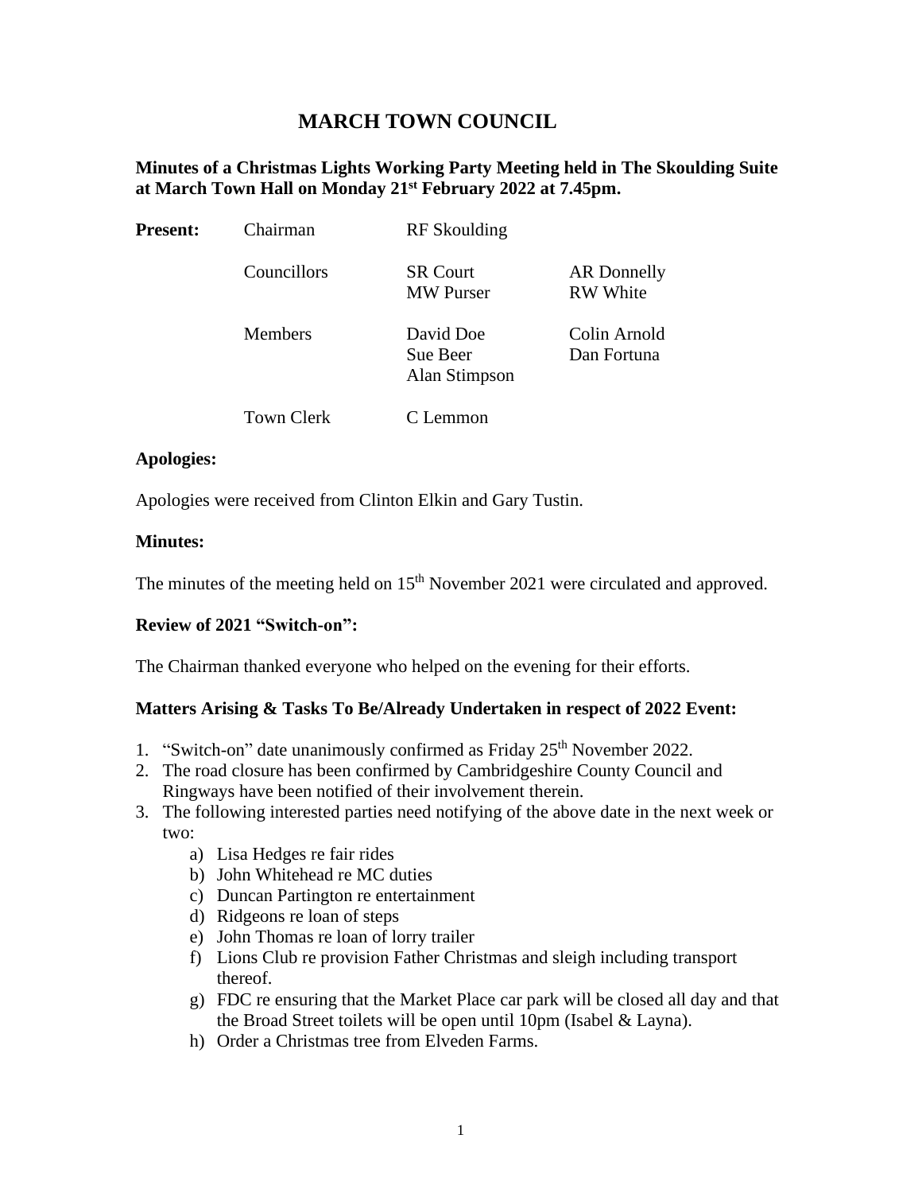# MARCH TOWN COUNCIL

**Minutes of a Christmas Lights Working Party Meeting held in The Skoulding Suite at March Town Hall on Monday 21st February 2022 at 7.45pm.**

| **Present:** | Chairman | RF Skoulding | |
|---|---|---|---|
| | Councillors | SR Court | AR Donnelly |
| | | MW Purser | RW White |
| | Members | David Doe | Colin Arnold |
| | | Sue Beer | Dan Fortuna |
| | | Alan Stimpson | |
| | Town Clerk | C Lemmon | |

**Apologies:**

Apologies were received from Clinton Elkin and Gary Tustin.

**Minutes:**

The minutes of the meeting held on 15th November 2021 were circulated and approved.

**Review of 2021 "Switch-on":**

The Chairman thanked everyone who helped on the evening for their efforts.

**Matters Arising & Tasks To Be/Already Undertaken in respect of 2022 Event:**

1. "Switch-on" date unanimously confirmed as Friday 25th November 2022.
2. The road closure has been confirmed by Cambridgeshire County Council and Ringways have been notified of their involvement therein.
3. The following interested parties need notifying of the above date in the next week or two:
   a) Lisa Hedges re fair rides
   b) John Whitehead re MC duties
   c) Duncan Partington re entertainment
   d) Ridgeons re loan of steps
   e) John Thomas re loan of lorry trailer
   f) Lions Club re provision Father Christmas and sleigh including transport thereof.
   g) FDC re ensuring that the Market Place car park will be closed all day and that the Broad Street toilets will be open until 10pm (Isabel & Layna).
   h) Order a Christmas tree from Elveden Farms.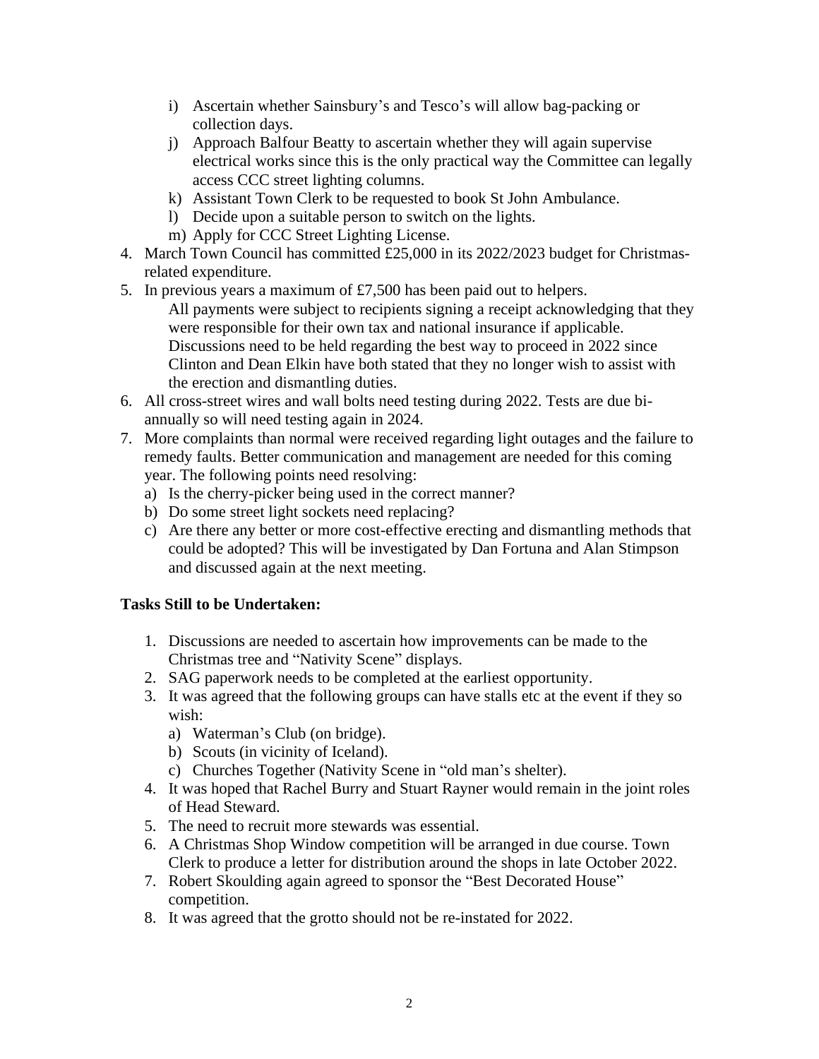i) Ascertain whether Sainsbury's and Tesco's will allow bag-packing or collection days.
   j) Approach Balfour Beatty to ascertain whether they will again supervise electrical works since this is the only practical way the Committee can legally access CCC street lighting columns.
   k) Assistant Town Clerk to be requested to book St John Ambulance.
   l) Decide upon a suitable person to switch on the lights.
   m) Apply for CCC Street Lighting License.
4. March Town Council has committed £25,000 in its 2022/2023 budget for Christmas-related expenditure.
5. In previous years a maximum of £7,500 has been paid out to helpers.
   All payments were subject to recipients signing a receipt acknowledging that they were responsible for their own tax and national insurance if applicable. Discussions need to be held regarding the best way to proceed in 2022 since Clinton and Dean Elkin have both stated that they no longer wish to assist with the erection and dismantling duties.
6. All cross-street wires and wall bolts need testing during 2022. Tests are due bi-annually so will need testing again in 2024.
7. More complaints than normal were received regarding light outages and the failure to remedy faults. Better communication and management are needed for this coming year. The following points need resolving:
   a) Is the cherry-picker being used in the correct manner?
   b) Do some street light sockets need replacing?
   c) Are there any better or more cost-effective erecting and dismantling methods that could be adopted? This will be investigated by Dan Fortuna and Alan Stimpson and discussed again at the next meeting.

**Tasks Still to be Undertaken:**

1. Discussions are needed to ascertain how improvements can be made to the Christmas tree and "Nativity Scene" displays.
2. SAG paperwork needs to be completed at the earliest opportunity.
3. It was agreed that the following groups can have stalls etc at the event if they so wish:
   a) Waterman's Club (on bridge).
   b) Scouts (in vicinity of Iceland).
   c) Churches Together (Nativity Scene in "old man's shelter).
4. It was hoped that Rachel Burry and Stuart Rayner would remain in the joint roles of Head Steward.
5. The need to recruit more stewards was essential.
6. A Christmas Shop Window competition will be arranged in due course. Town Clerk to produce a letter for distribution around the shops in late October 2022.
7. Robert Skoulding again agreed to sponsor the "Best Decorated House" competition.
8. It was agreed that the grotto should not be re-instated for 2022.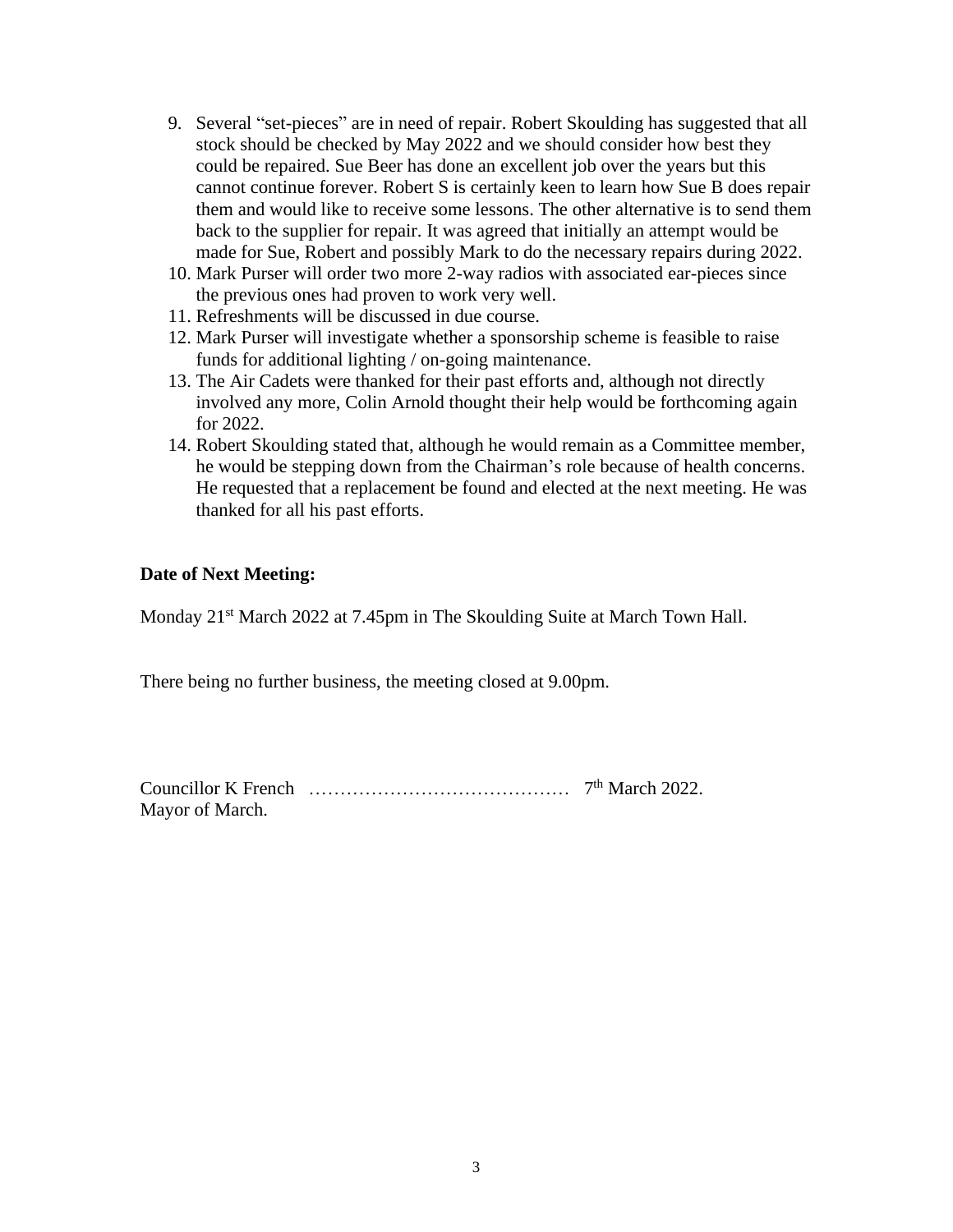9. Several “set-pieces” are in need of repair. Robert Skoulding has suggested that all stock should be checked by May 2022 and we should consider how best they could be repaired. Sue Beer has done an excellent job over the years but this cannot continue forever. Robert S is certainly keen to learn how Sue B does repair them and would like to receive some lessons. The other alternative is to send them back to the supplier for repair. It was agreed that initially an attempt would be made for Sue, Robert and possibly Mark to do the necessary repairs during 2022.
10. Mark Purser will order two more 2-way radios with associated ear-pieces since the previous ones had proven to work very well.
11. Refreshments will be discussed in due course.
12. Mark Purser will investigate whether a sponsorship scheme is feasible to raise funds for additional lighting / on-going maintenance.
13. The Air Cadets were thanked for their past efforts and, although not directly involved any more, Colin Arnold thought their help would be forthcoming again for 2022.
14. Robert Skoulding stated that, although he would remain as a Committee member, he would be stepping down from the Chairman’s role because of health concerns. He requested that a replacement be found and elected at the next meeting. He was thanked for all his past efforts.

**Date of Next Meeting:**

Monday 21st March 2022 at 7.45pm in The Skoulding Suite at March Town Hall.

There being no further business, the meeting closed at 9.00pm.

Councillor K French …………………………………… 7th March 2022.
Mayor of March.